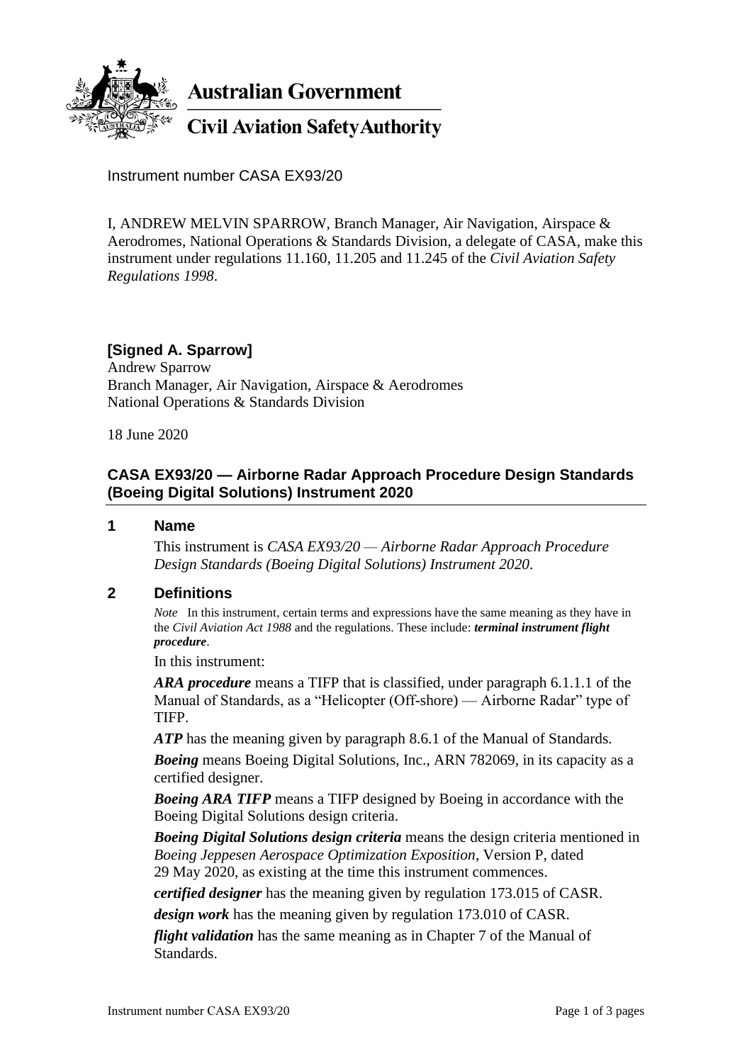**Australian Government**

**Civil Aviation Safety Authority**

Instrument number CASA EX93/20

I, ANDREW MELVIN SPARROW, Branch Manager, Air Navigation, Airspace & Aerodromes, National Operations & Standards Division, a delegate of CASA, make this instrument under regulations 11.160, 11.205 and 11.245 of the *Civil Aviation Safety Regulations 1998*.

**[Signed A. Sparrow]**
Andrew Sparrow
Branch Manager, Air Navigation, Airspace & Aerodromes
National Operations & Standards Division

18 June 2020

## CASA EX93/20 — Airborne Radar Approach Procedure Design Standards (Boeing Digital Solutions) Instrument 2020

### 1 Name

This instrument is *CASA EX93/20 — Airborne Radar Approach Procedure Design Standards (Boeing Digital Solutions) Instrument 2020*.

### 2 Definitions

*Note* In this instrument, certain terms and expressions have the same meaning as they have in the *Civil Aviation Act 1988* and the regulations. These include: ***terminal instrument flight procedure***.

In this instrument:

***ARA procedure*** means a TIFP that is classified, under paragraph 6.1.1.1 of the Manual of Standards, as a "Helicopter (Off-shore) — Airborne Radar" type of TIFP.

***ATP*** has the meaning given by paragraph 8.6.1 of the Manual of Standards.

***Boeing*** means Boeing Digital Solutions, Inc., ARN 782069, in its capacity as a certified designer.

***Boeing ARA TIFP*** means a TIFP designed by Boeing in accordance with the Boeing Digital Solutions design criteria.

***Boeing Digital Solutions design criteria*** means the design criteria mentioned in *Boeing Jeppesen Aerospace Optimization Exposition*, Version P, dated 29 May 2020, as existing at the time this instrument commences.

***certified designer*** has the meaning given by regulation 173.015 of CASR.

***design work*** has the meaning given by regulation 173.010 of CASR.

***flight validation*** has the same meaning as in Chapter 7 of the Manual of Standards.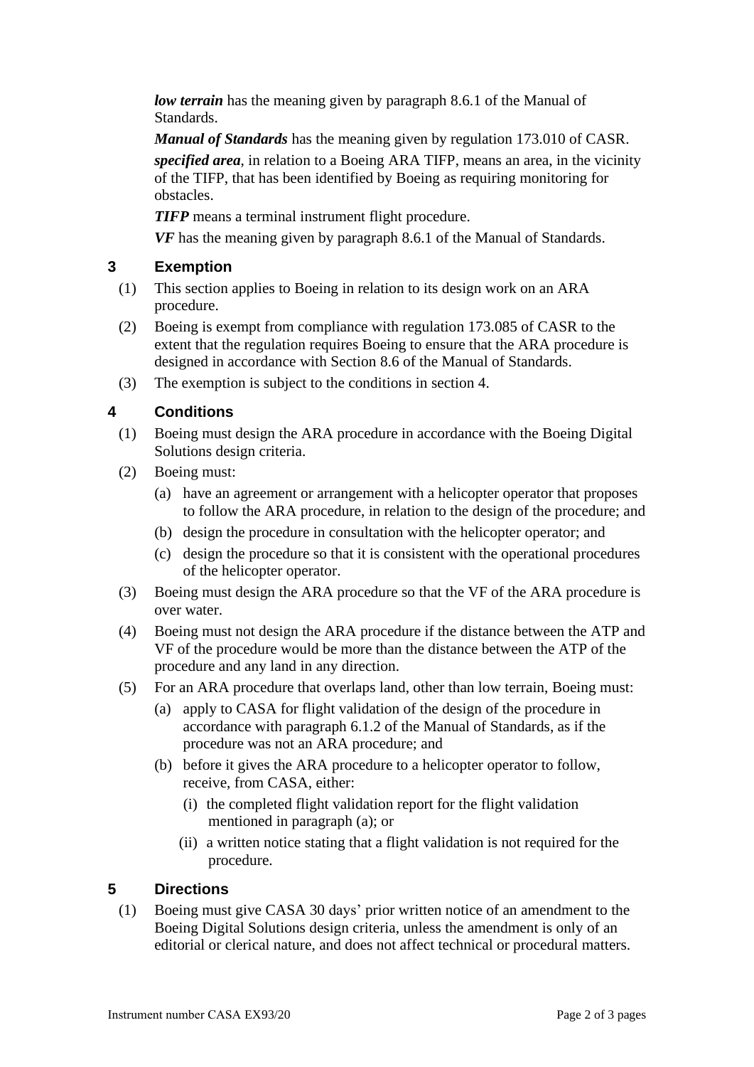***low terrain*** has the meaning given by paragraph 8.6.1 of the Manual of Standards.

***Manual of Standards*** has the meaning given by regulation 173.010 of CASR.

***specified area***, in relation to a Boeing ARA TIFP, means an area, in the vicinity of the TIFP, that has been identified by Boeing as requiring monitoring for obstacles.

***TIFP*** means a terminal instrument flight procedure.

***VF*** has the meaning given by paragraph 8.6.1 of the Manual of Standards.

## 3 Exemption

(1) This section applies to Boeing in relation to its design work on an ARA procedure.

(2) Boeing is exempt from compliance with regulation 173.085 of CASR to the extent that the regulation requires Boeing to ensure that the ARA procedure is designed in accordance with Section 8.6 of the Manual of Standards.

(3) The exemption is subject to the conditions in section 4.

## 4 Conditions

(1) Boeing must design the ARA procedure in accordance with the Boeing Digital Solutions design criteria.

(2) Boeing must:

- (a) have an agreement or arrangement with a helicopter operator that proposes to follow the ARA procedure, in relation to the design of the procedure; and
- (b) design the procedure in consultation with the helicopter operator; and
- (c) design the procedure so that it is consistent with the operational procedures of the helicopter operator.

(3) Boeing must design the ARA procedure so that the VF of the ARA procedure is over water.

(4) Boeing must not design the ARA procedure if the distance between the ATP and VF of the procedure would be more than the distance between the ATP of the procedure and any land in any direction.

(5) For an ARA procedure that overlaps land, other than low terrain, Boeing must:

- (a) apply to CASA for flight validation of the design of the procedure in accordance with paragraph 6.1.2 of the Manual of Standards, as if the procedure was not an ARA procedure; and
- (b) before it gives the ARA procedure to a helicopter operator to follow, receive, from CASA, either:
  - (i) the completed flight validation report for the flight validation mentioned in paragraph (a); or
  - (ii) a written notice stating that a flight validation is not required for the procedure.

## 5 Directions

(1) Boeing must give CASA 30 days' prior written notice of an amendment to the Boeing Digital Solutions design criteria, unless the amendment is only of an editorial or clerical nature, and does not affect technical or procedural matters.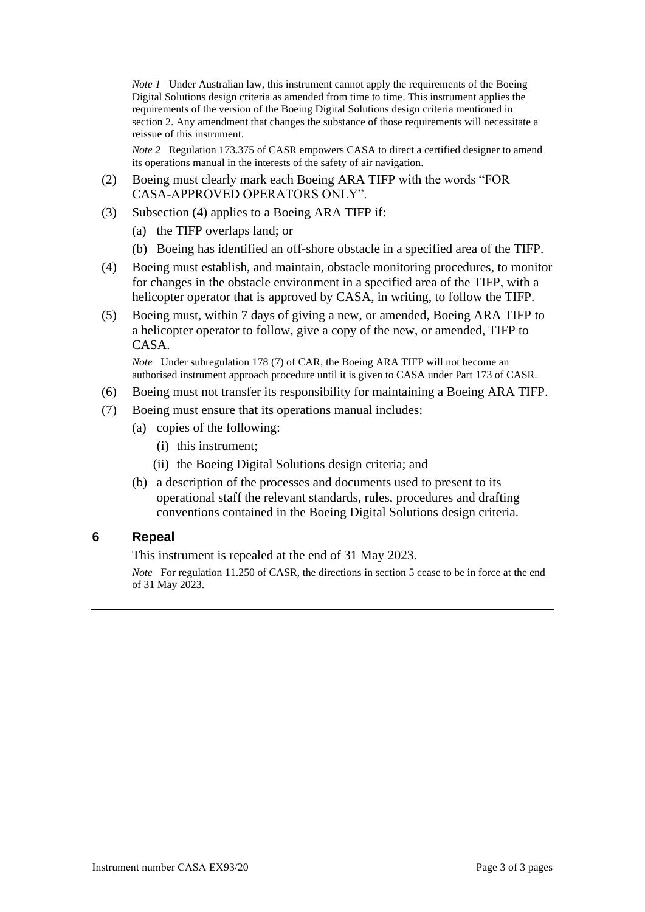*Note 1* Under Australian law, this instrument cannot apply the requirements of the Boeing Digital Solutions design criteria as amended from time to time. This instrument applies the requirements of the version of the Boeing Digital Solutions design criteria mentioned in section 2. Any amendment that changes the substance of those requirements will necessitate a reissue of this instrument.

*Note 2* Regulation 173.375 of CASR empowers CASA to direct a certified designer to amend its operations manual in the interests of the safety of air navigation.

(2) Boeing must clearly mark each Boeing ARA TIFP with the words "FOR CASA-APPROVED OPERATORS ONLY".

(3) Subsection (4) applies to a Boeing ARA TIFP if:

(a) the TIFP overlaps land; or

(b) Boeing has identified an off-shore obstacle in a specified area of the TIFP.

(4) Boeing must establish, and maintain, obstacle monitoring procedures, to monitor for changes in the obstacle environment in a specified area of the TIFP, with a helicopter operator that is approved by CASA, in writing, to follow the TIFP.

(5) Boeing must, within 7 days of giving a new, or amended, Boeing ARA TIFP to a helicopter operator to follow, give a copy of the new, or amended, TIFP to CASA.

*Note* Under subregulation 178 (7) of CAR, the Boeing ARA TIFP will not become an authorised instrument approach procedure until it is given to CASA under Part 173 of CASR.

(6) Boeing must not transfer its responsibility for maintaining a Boeing ARA TIFP.

(7) Boeing must ensure that its operations manual includes:

(a) copies of the following:

(i) this instrument;

(ii) the Boeing Digital Solutions design criteria; and

(b) a description of the processes and documents used to present to its operational staff the relevant standards, rules, procedures and drafting conventions contained in the Boeing Digital Solutions design criteria.

## 6 Repeal

This instrument is repealed at the end of 31 May 2023.

*Note* For regulation 11.250 of CASR, the directions in section 5 cease to be in force at the end of 31 May 2023.